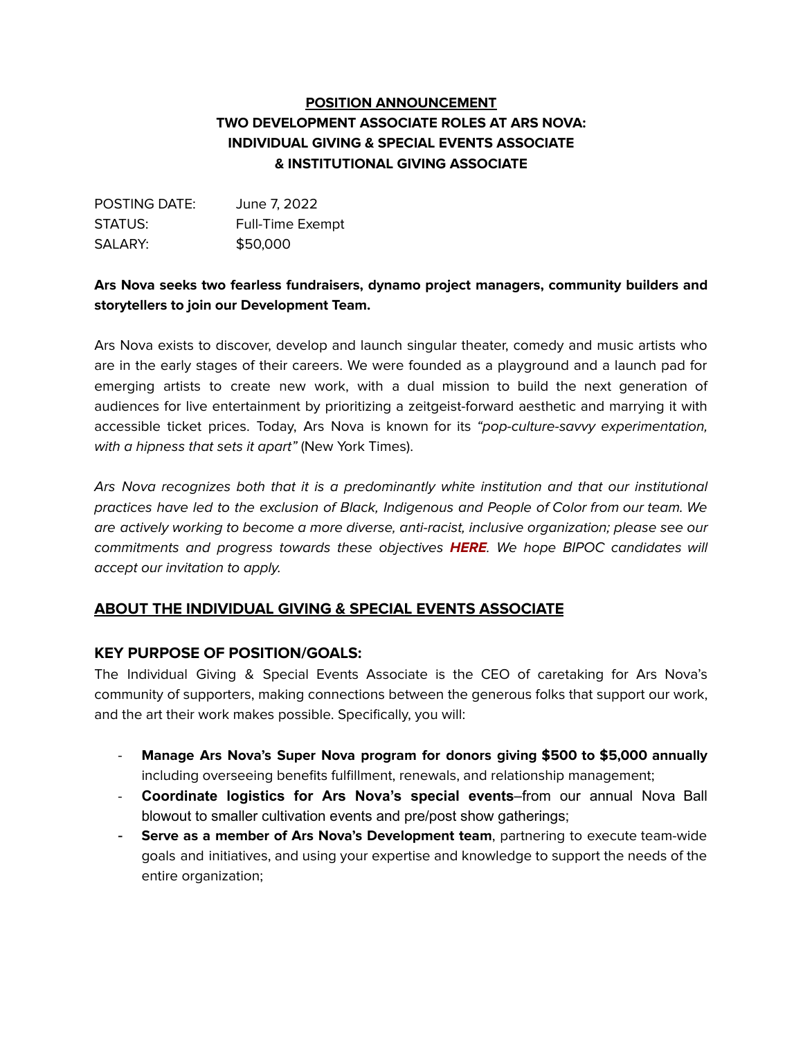**POSITION ANNOUNCEMENT**
**TWO DEVELOPMENT ASSOCIATE ROLES AT ARS NOVA:**
**INDIVIDUAL GIVING & SPECIAL EVENTS ASSOCIATE**
**& INSTITUTIONAL GIVING ASSOCIATE**

POSTING DATE: June 7, 2022
STATUS: Full-Time Exempt
SALARY: $50,000

**Ars Nova seeks two fearless fundraisers, dynamo project managers, community builders and storytellers to join our Development Team.**

Ars Nova exists to discover, develop and launch singular theater, comedy and music artists who are in the early stages of their careers. We were founded as a playground and a launch pad for emerging artists to create new work, with a dual mission to build the next generation of audiences for live entertainment by prioritizing a zeitgeist-forward aesthetic and marrying it with accessible ticket prices. Today, Ars Nova is known for its *"pop-culture-savvy experimentation, with a hipness that sets it apart"* (New York Times).

*Ars Nova recognizes both that it is a predominantly white institution and that our institutional practices have led to the exclusion of Black, Indigenous and People of Color from our team. We are actively working to become a more diverse, anti-racist, inclusive organization; please see our commitments and progress towards these objectives **HERE**. We hope BIPOC candidates will accept our invitation to apply.*

## ABOUT THE INDIVIDUAL GIVING & SPECIAL EVENTS ASSOCIATE

### KEY PURPOSE OF POSITION/GOALS:

The Individual Giving & Special Events Associate is the CEO of caretaking for Ars Nova's community of supporters, making connections between the generous folks that support our work, and the art their work makes possible. Specifically, you will:

- **Manage Ars Nova's Super Nova program for donors giving $500 to $5,000 annually** including overseeing benefits fulfillment, renewals, and relationship management;
- **Coordinate logistics for Ars Nova's special events**–from our annual Nova Ball blowout to smaller cultivation events and pre/post show gatherings;
- **Serve as a member of Ars Nova's Development team**, partnering to execute team-wide goals and initiatives, and using your expertise and knowledge to support the needs of the entire organization;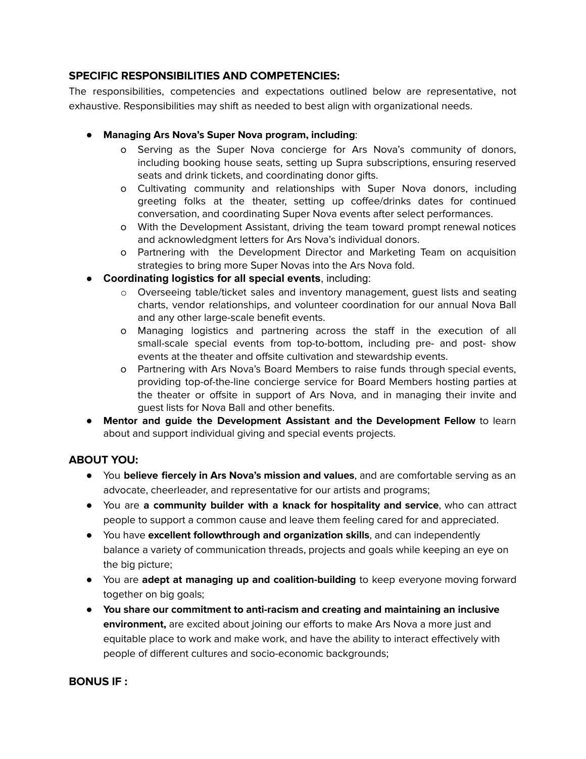## SPECIFIC RESPONSIBILITIES AND COMPETENCIES:

The responsibilities, competencies and expectations outlined below are representative, not exhaustive. Responsibilities may shift as needed to best align with organizational needs.

- **Managing Ars Nova's Super Nova program, including**:
  - Serving as the Super Nova concierge for Ars Nova's community of donors, including booking house seats, setting up Supra subscriptions, ensuring reserved seats and drink tickets, and coordinating donor gifts.
  - Cultivating community and relationships with Super Nova donors, including greeting folks at the theater, setting up coffee/drinks dates for continued conversation, and coordinating Super Nova events after select performances.
  - With the Development Assistant, driving the team toward prompt renewal notices and acknowledgment letters for Ars Nova's individual donors.
  - Partnering with the Development Director and Marketing Team on acquisition strategies to bring more Super Novas into the Ars Nova fold.
- **Coordinating logistics for all special events**, including:
  - Overseeing table/ticket sales and inventory management, guest lists and seating charts, vendor relationships, and volunteer coordination for our annual Nova Ball and any other large-scale benefit events.
  - Managing logistics and partnering across the staff in the execution of all small-scale special events from top-to-bottom, including pre- and post- show events at the theater and offsite cultivation and stewardship events.
  - Partnering with Ars Nova's Board Members to raise funds through special events, providing top-of-the-line concierge service for Board Members hosting parties at the theater or offsite in support of Ars Nova, and in managing their invite and guest lists for Nova Ball and other benefits.
- **Mentor and guide the Development Assistant and the Development Fellow** to learn about and support individual giving and special events projects.

## ABOUT YOU:

- You **believe fiercely in Ars Nova's mission and values**, and are comfortable serving as an advocate, cheerleader, and representative for our artists and programs;
- You are **a community builder with a knack for hospitality and service**, who can attract people to support a common cause and leave them feeling cared for and appreciated.
- You have **excellent followthrough and organization skills**, and can independently balance a variety of communication threads, projects and goals while keeping an eye on the big picture;
- You are **adept at managing up and coalition-building** to keep everyone moving forward together on big goals;
- **You share our commitment to anti-racism and creating and maintaining an inclusive environment,** are excited about joining our efforts to make Ars Nova a more just and equitable place to work and make work, and have the ability to interact effectively with people of different cultures and socio-economic backgrounds;

## BONUS IF :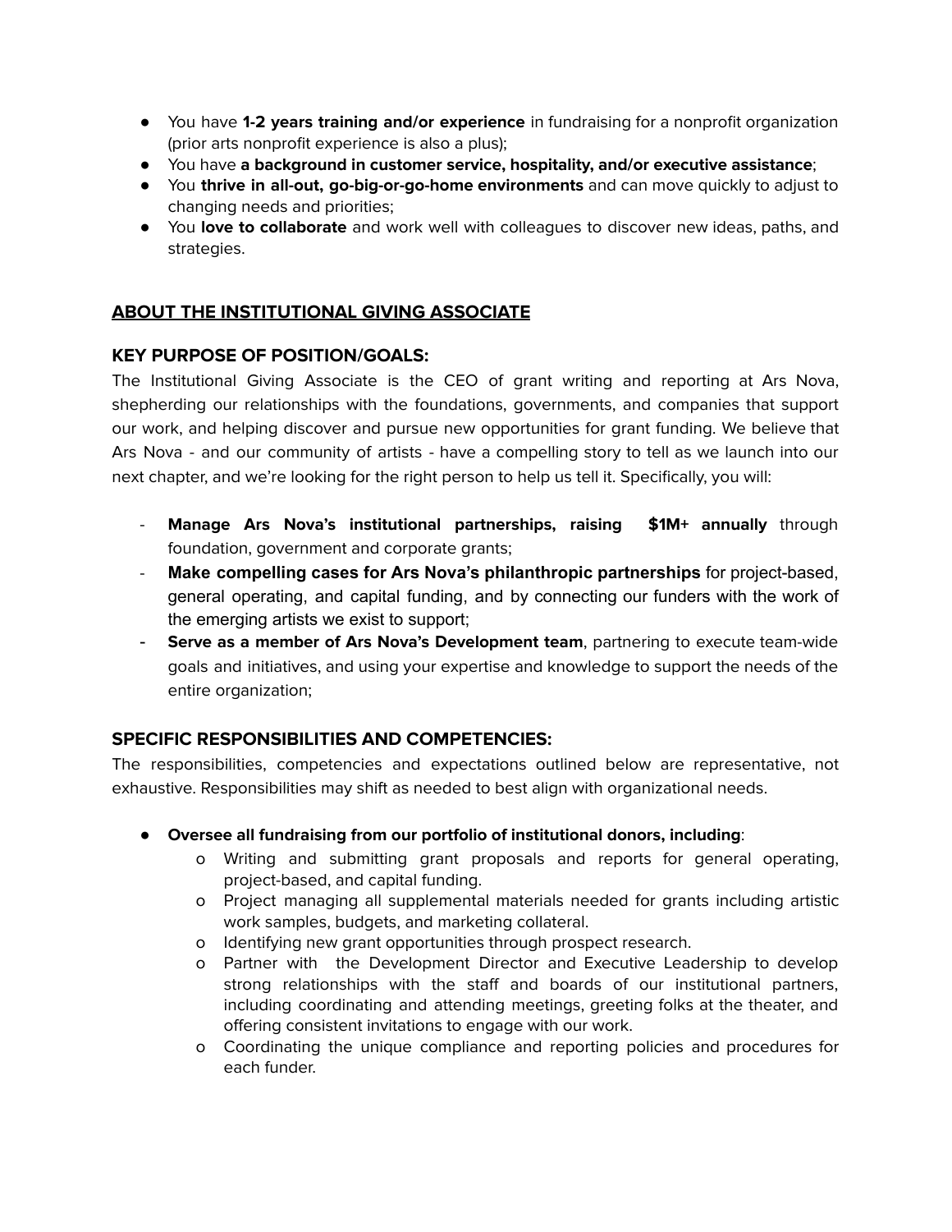- You have **1-2 years training and/or experience** in fundraising for a nonprofit organization (prior arts nonprofit experience is also a plus);
- You have **a background in customer service, hospitality, and/or executive assistance**;
- You **thrive in all-out, go-big-or-go-home environments** and can move quickly to adjust to changing needs and priorities;
- You **love to collaborate** and work well with colleagues to discover new ideas, paths, and strategies.

## ABOUT THE INSTITUTIONAL GIVING ASSOCIATE

### KEY PURPOSE OF POSITION/GOALS:

The Institutional Giving Associate is the CEO of grant writing and reporting at Ars Nova, shepherding our relationships with the foundations, governments, and companies that support our work, and helping discover and pursue new opportunities for grant funding. We believe that Ars Nova - and our community of artists - have a compelling story to tell as we launch into our next chapter, and we're looking for the right person to help us tell it. Specifically, you will:

- **Manage Ars Nova's institutional partnerships, raising $1M+ annually** through foundation, government and corporate grants;
- **Make compelling cases for Ars Nova's philanthropic partnerships** for project-based, general operating, and capital funding, and by connecting our funders with the work of the emerging artists we exist to support;
- **Serve as a member of Ars Nova's Development team**, partnering to execute team-wide goals and initiatives, and using your expertise and knowledge to support the needs of the entire organization;

### SPECIFIC RESPONSIBILITIES AND COMPETENCIES:

The responsibilities, competencies and expectations outlined below are representative, not exhaustive. Responsibilities may shift as needed to best align with organizational needs.

- **Oversee all fundraising from our portfolio of institutional donors, including**:
  - Writing and submitting grant proposals and reports for general operating, project-based, and capital funding.
  - Project managing all supplemental materials needed for grants including artistic work samples, budgets, and marketing collateral.
  - Identifying new grant opportunities through prospect research.
  - Partner with the Development Director and Executive Leadership to develop strong relationships with the staff and boards of our institutional partners, including coordinating and attending meetings, greeting folks at the theater, and offering consistent invitations to engage with our work.
  - Coordinating the unique compliance and reporting policies and procedures for each funder.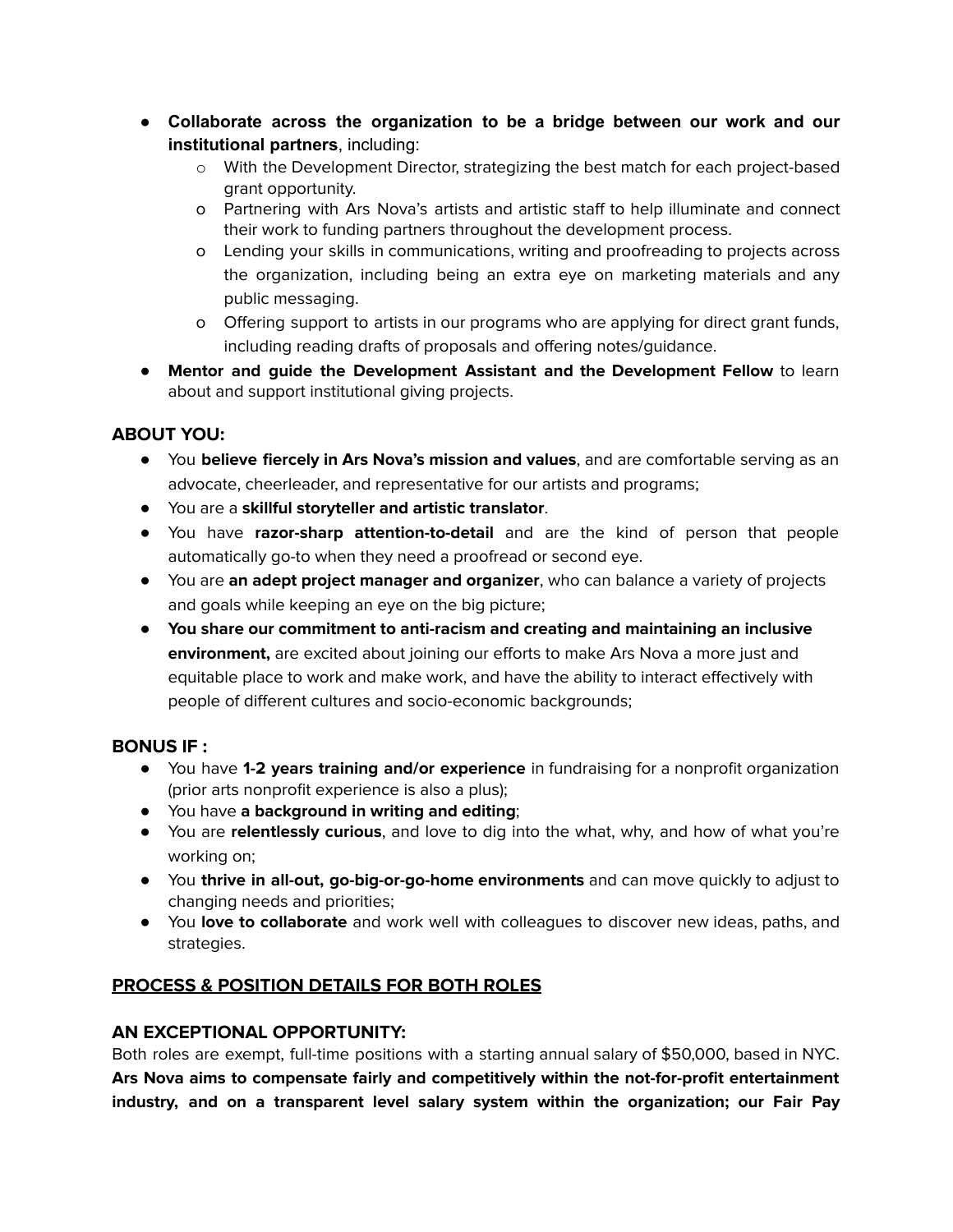- **Collaborate across the organization to be a bridge between our work and our institutional partners**, including:
  - With the Development Director, strategizing the best match for each project-based grant opportunity.
  - Partnering with Ars Nova's artists and artistic staff to help illuminate and connect their work to funding partners throughout the development process.
  - Lending your skills in communications, writing and proofreading to projects across the organization, including being an extra eye on marketing materials and any public messaging.
  - Offering support to artists in our programs who are applying for direct grant funds, including reading drafts of proposals and offering notes/guidance.
- **Mentor and guide the Development Assistant and the Development Fellow** to learn about and support institutional giving projects.

### ABOUT YOU:

- You **believe fiercely in Ars Nova's mission and values**, and are comfortable serving as an advocate, cheerleader, and representative for our artists and programs;
- You are a **skillful storyteller and artistic translator**.
- You have **razor-sharp attention-to-detail** and are the kind of person that people automatically go-to when they need a proofread or second eye.
- You are **an adept project manager and organizer**, who can balance a variety of projects and goals while keeping an eye on the big picture;
- **You share our commitment to anti-racism and creating and maintaining an inclusive environment,** are excited about joining our efforts to make Ars Nova a more just and equitable place to work and make work, and have the ability to interact effectively with people of different cultures and socio-economic backgrounds;

### BONUS IF :

- You have **1-2 years training and/or experience** in fundraising for a nonprofit organization (prior arts nonprofit experience is also a plus);
- You have **a background in writing and editing**;
- You are **relentlessly curious**, and love to dig into the what, why, and how of what you're working on;
- You **thrive in all-out, go-big-or-go-home environments** and can move quickly to adjust to changing needs and priorities;
- You **love to collaborate** and work well with colleagues to discover new ideas, paths, and strategies.

## PROCESS & POSITION DETAILS FOR BOTH ROLES

### AN EXCEPTIONAL OPPORTUNITY:

Both roles are exempt, full-time positions with a starting annual salary of $50,000, based in NYC. **Ars Nova aims to compensate fairly and competitively within the not-for-profit entertainment industry, and on a transparent level salary system within the organization; our Fair Pay**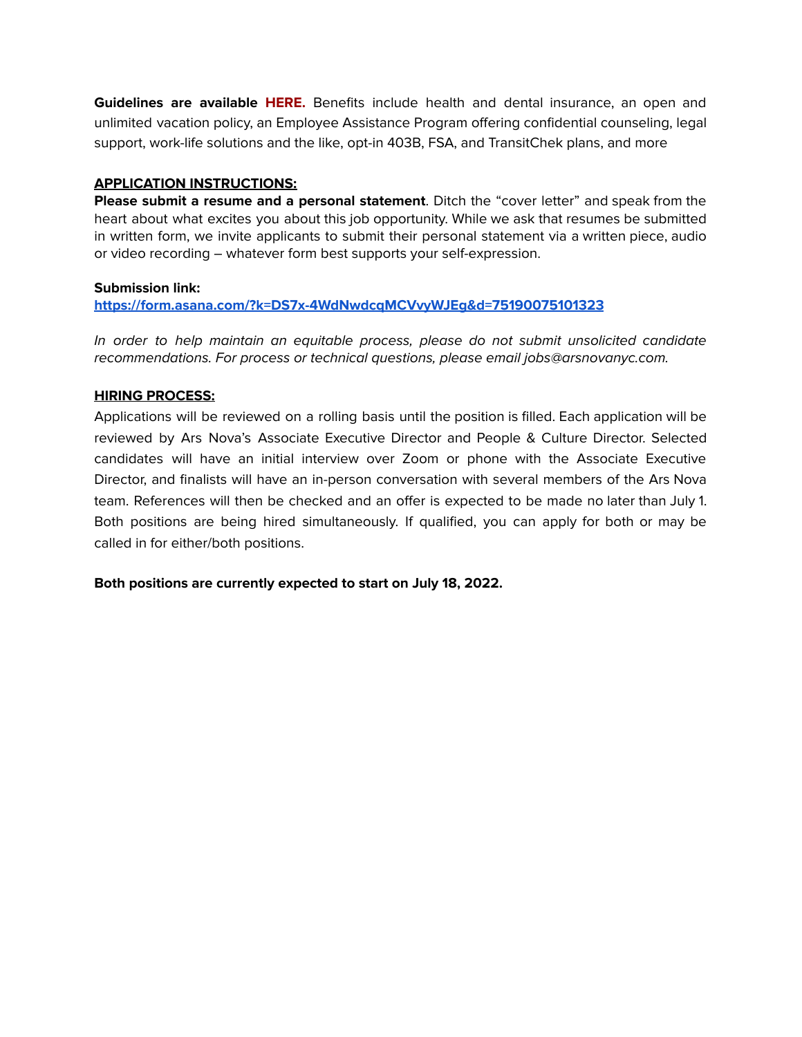**Guidelines are available HERE.** Benefits include health and dental insurance, an open and unlimited vacation policy, an Employee Assistance Program offering confidential counseling, legal support, work-life solutions and the like, opt-in 403B, FSA, and TransitChek plans, and more

**APPLICATION INSTRUCTIONS:**

**Please submit a resume and a personal statement**. Ditch the "cover letter" and speak from the heart about what excites you about this job opportunity. While we ask that resumes be submitted in written form, we invite applicants to submit their personal statement via a written piece, audio or video recording – whatever form best supports your self-expression.

**Submission link:**
**https://form.asana.com/?k=DS7x-4WdNwdcqMCVvyWJEg&d=75190075101323**

*In order to help maintain an equitable process, please do not submit unsolicited candidate recommendations. For process or technical questions, please email jobs@arsnovanyc.com.*

**HIRING PROCESS:**

Applications will be reviewed on a rolling basis until the position is filled. Each application will be reviewed by Ars Nova's Associate Executive Director and People & Culture Director. Selected candidates will have an initial interview over Zoom or phone with the Associate Executive Director, and finalists will have an in-person conversation with several members of the Ars Nova team. References will then be checked and an offer is expected to be made no later than July 1. Both positions are being hired simultaneously. If qualified, you can apply for both or may be called in for either/both positions.

**Both positions are currently expected to start on July 18, 2022.**